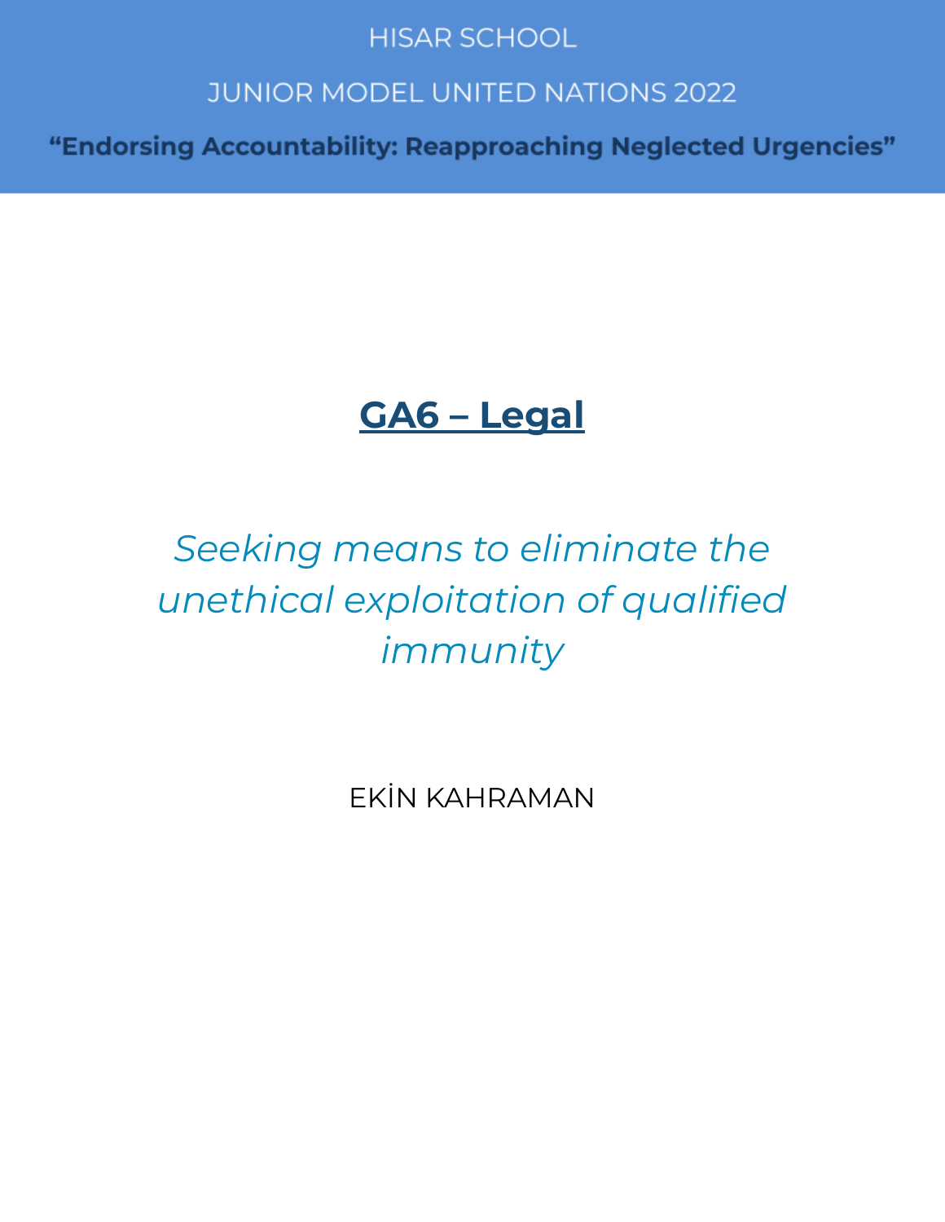HISAR SCHOOL

JUNIOR MODEL UNITED NATIONS 2022

**"Endorsing Accountability: Reapproaching Neglected Urgencies"**

# GA6 – Legal

## *Seeking means to eliminate the unethical exploitation of qualified immunity*

EKİN KAHRAMAN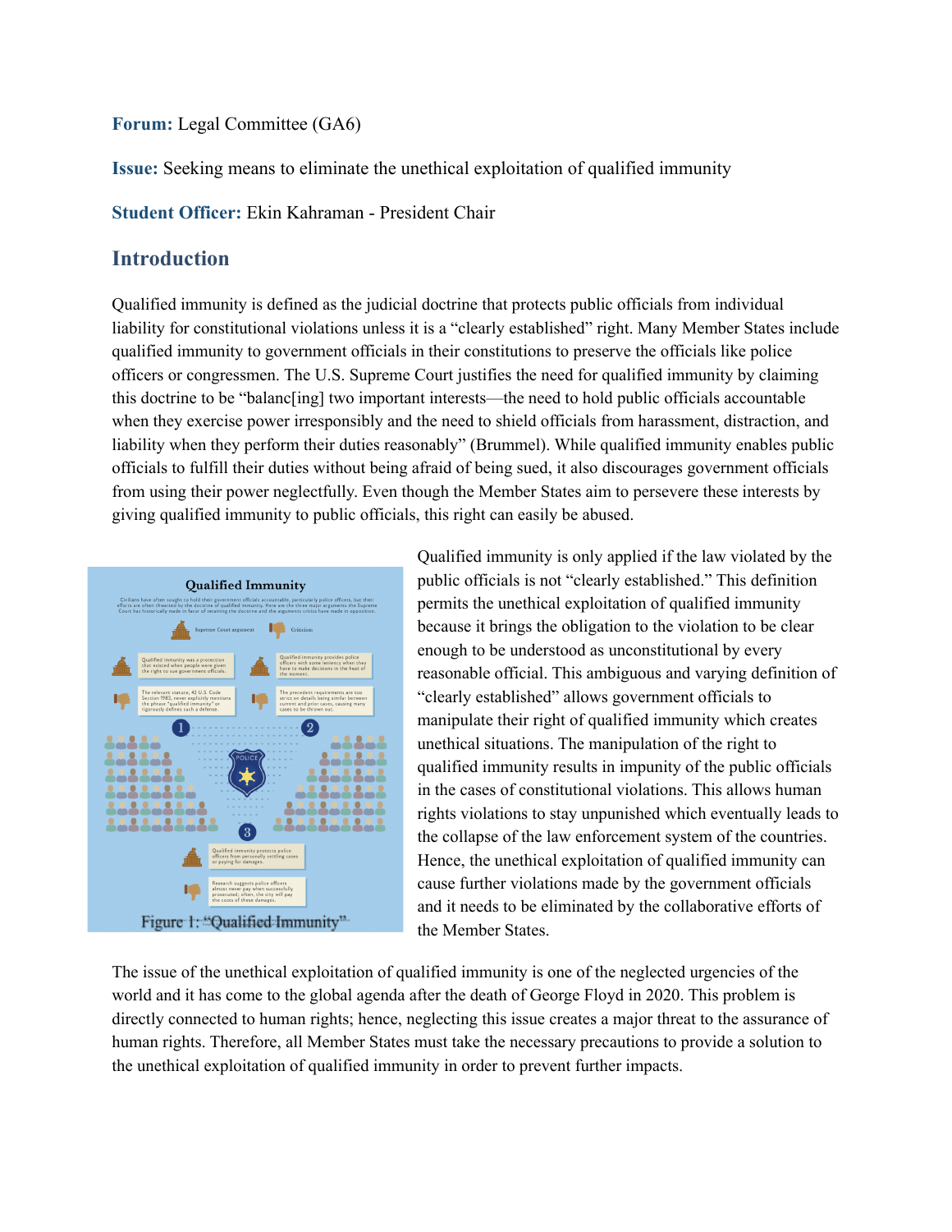**Forum:** Legal Committee (GA6)

**Issue:** Seeking means to eliminate the unethical exploitation of qualified immunity

**Student Officer:** Ekin Kahraman - President Chair

## Introduction

Qualified immunity is defined as the judicial doctrine that protects public officials from individual liability for constitutional violations unless it is a "clearly established" right. Many Member States include qualified immunity to government officials in their constitutions to preserve the officials like police officers or congressmen. The U.S. Supreme Court justifies the need for qualified immunity by claiming this doctrine to be "balanc[ing] two important interests—the need to hold public officials accountable when they exercise power irresponsibly and the need to shield officials from harassment, distraction, and liability when they perform their duties reasonably" (Brummel). While qualified immunity enables public officials to fulfill their duties without being afraid of being sued, it also discourages government officials from using their power neglectfully. Even though the Member States aim to persevere these interests by giving qualified immunity to public officials, this right can easily be abused.

Figure 1: "Qualified Immunity"

Qualified immunity is only applied if the law violated by the public officials is not "clearly established." This definition permits the unethical exploitation of qualified immunity because it brings the obligation to the violation to be clear enough to be understood as unconstitutional by every reasonable official. This ambiguous and varying definition of "clearly established" allows government officials to manipulate their right of qualified immunity which creates unethical situations. The manipulation of the right to qualified immunity results in impunity of the public officials in the cases of constitutional violations. This allows human rights violations to stay unpunished which eventually leads to the collapse of the law enforcement system of the countries. Hence, the unethical exploitation of qualified immunity can cause further violations made by the government officials and it needs to be eliminated by the collaborative efforts of the Member States.

The issue of the unethical exploitation of qualified immunity is one of the neglected urgencies of the world and it has come to the global agenda after the death of George Floyd in 2020. This problem is directly connected to human rights; hence, neglecting this issue creates a major threat to the assurance of human rights. Therefore, all Member States must take the necessary precautions to provide a solution to the unethical exploitation of qualified immunity in order to prevent further impacts.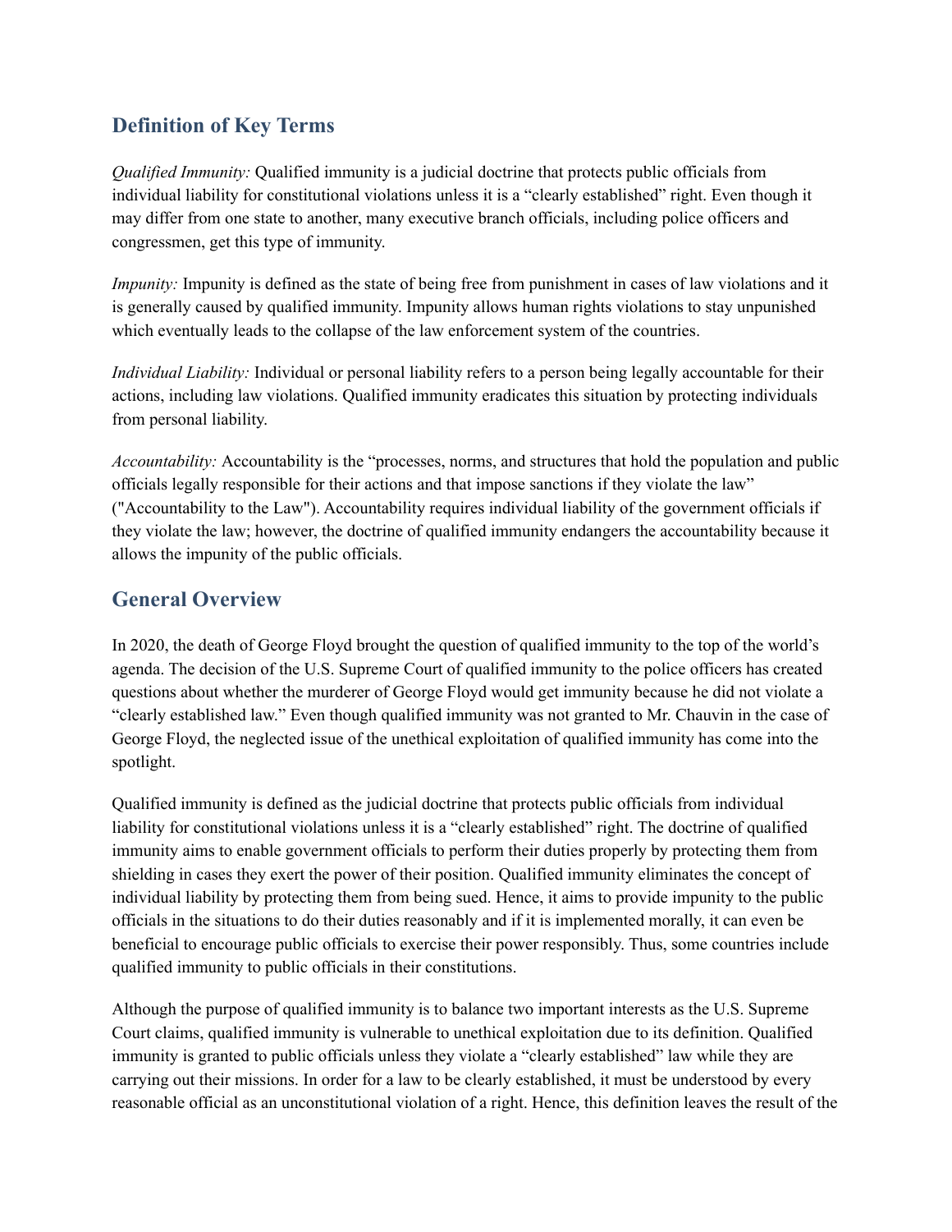## Definition of Key Terms

*Qualified Immunity:* Qualified immunity is a judicial doctrine that protects public officials from individual liability for constitutional violations unless it is a "clearly established" right. Even though it may differ from one state to another, many executive branch officials, including police officers and congressmen, get this type of immunity.

*Impunity:* Impunity is defined as the state of being free from punishment in cases of law violations and it is generally caused by qualified immunity. Impunity allows human rights violations to stay unpunished which eventually leads to the collapse of the law enforcement system of the countries.

*Individual Liability:* Individual or personal liability refers to a person being legally accountable for their actions, including law violations. Qualified immunity eradicates this situation by protecting individuals from personal liability.

*Accountability:* Accountability is the "processes, norms, and structures that hold the population and public officials legally responsible for their actions and that impose sanctions if they violate the law" ("Accountability to the Law"). Accountability requires individual liability of the government officials if they violate the law; however, the doctrine of qualified immunity endangers the accountability because it allows the impunity of the public officials.

## General Overview

In 2020, the death of George Floyd brought the question of qualified immunity to the top of the world's agenda. The decision of the U.S. Supreme Court of qualified immunity to the police officers has created questions about whether the murderer of George Floyd would get immunity because he did not violate a "clearly established law." Even though qualified immunity was not granted to Mr. Chauvin in the case of George Floyd, the neglected issue of the unethical exploitation of qualified immunity has come into the spotlight.

Qualified immunity is defined as the judicial doctrine that protects public officials from individual liability for constitutional violations unless it is a "clearly established" right. The doctrine of qualified immunity aims to enable government officials to perform their duties properly by protecting them from shielding in cases they exert the power of their position. Qualified immunity eliminates the concept of individual liability by protecting them from being sued. Hence, it aims to provide impunity to the public officials in the situations to do their duties reasonably and if it is implemented morally, it can even be beneficial to encourage public officials to exercise their power responsibly. Thus, some countries include qualified immunity to public officials in their constitutions.

Although the purpose of qualified immunity is to balance two important interests as the U.S. Supreme Court claims, qualified immunity is vulnerable to unethical exploitation due to its definition. Qualified immunity is granted to public officials unless they violate a "clearly established" law while they are carrying out their missions. In order for a law to be clearly established, it must be understood by every reasonable official as an unconstitutional violation of a right. Hence, this definition leaves the result of the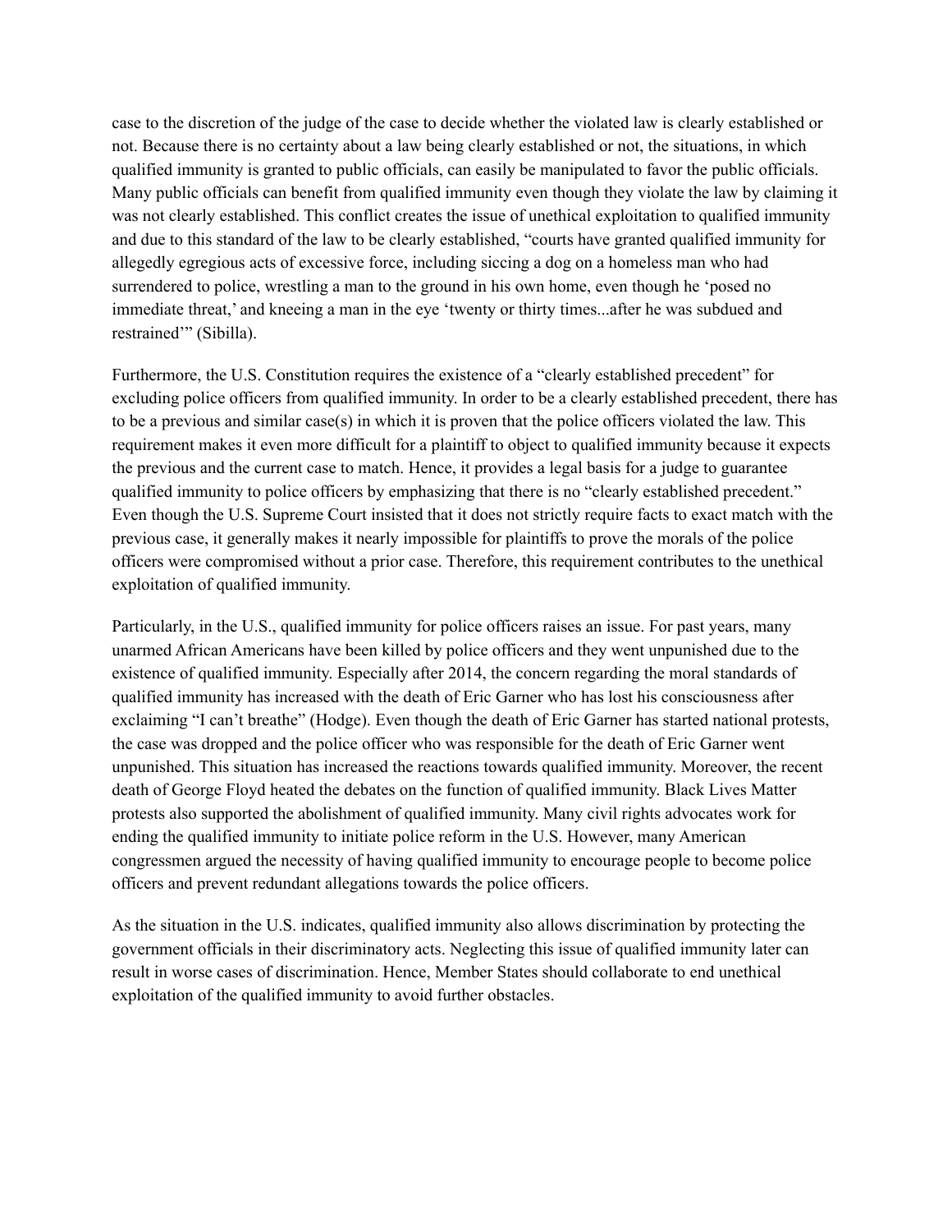case to the discretion of the judge of the case to decide whether the violated law is clearly established or not. Because there is no certainty about a law being clearly established or not, the situations, in which qualified immunity is granted to public officials, can easily be manipulated to favor the public officials. Many public officials can benefit from qualified immunity even though they violate the law by claiming it was not clearly established. This conflict creates the issue of unethical exploitation to qualified immunity and due to this standard of the law to be clearly established, "courts have granted qualified immunity for allegedly egregious acts of excessive force, including siccing a dog on a homeless man who had surrendered to police, wrestling a man to the ground in his own home, even though he 'posed no immediate threat,' and kneeing a man in the eye 'twenty or thirty times...after he was subdued and restrained'" (Sibilla).

Furthermore, the U.S. Constitution requires the existence of a "clearly established precedent" for excluding police officers from qualified immunity. In order to be a clearly established precedent, there has to be a previous and similar case(s) in which it is proven that the police officers violated the law. This requirement makes it even more difficult for a plaintiff to object to qualified immunity because it expects the previous and the current case to match. Hence, it provides a legal basis for a judge to guarantee qualified immunity to police officers by emphasizing that there is no "clearly established precedent." Even though the U.S. Supreme Court insisted that it does not strictly require facts to exact match with the previous case, it generally makes it nearly impossible for plaintiffs to prove the morals of the police officers were compromised without a prior case. Therefore, this requirement contributes to the unethical exploitation of qualified immunity.

Particularly, in the U.S., qualified immunity for police officers raises an issue. For past years, many unarmed African Americans have been killed by police officers and they went unpunished due to the existence of qualified immunity. Especially after 2014, the concern regarding the moral standards of qualified immunity has increased with the death of Eric Garner who has lost his consciousness after exclaiming "I can't breathe" (Hodge). Even though the death of Eric Garner has started national protests, the case was dropped and the police officer who was responsible for the death of Eric Garner went unpunished. This situation has increased the reactions towards qualified immunity. Moreover, the recent death of George Floyd heated the debates on the function of qualified immunity. Black Lives Matter protests also supported the abolishment of qualified immunity. Many civil rights advocates work for ending the qualified immunity to initiate police reform in the U.S. However, many American congressmen argued the necessity of having qualified immunity to encourage people to become police officers and prevent redundant allegations towards the police officers.

As the situation in the U.S. indicates, qualified immunity also allows discrimination by protecting the government officials in their discriminatory acts. Neglecting this issue of qualified immunity later can result in worse cases of discrimination. Hence, Member States should collaborate to end unethical exploitation of the qualified immunity to avoid further obstacles.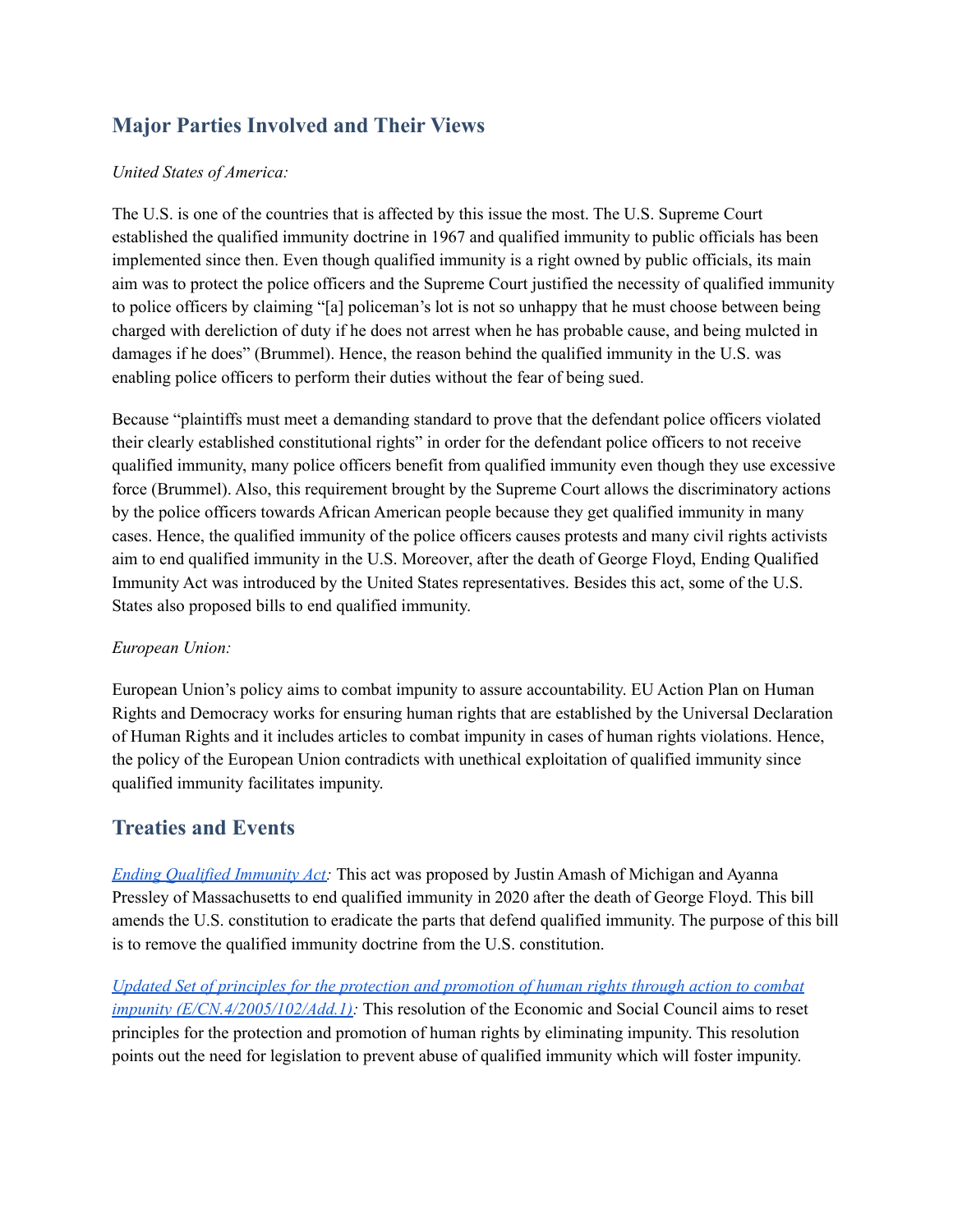## Major Parties Involved and Their Views

*United States of America:*

The U.S. is one of the countries that is affected by this issue the most. The U.S. Supreme Court established the qualified immunity doctrine in 1967 and qualified immunity to public officials has been implemented since then. Even though qualified immunity is a right owned by public officials, its main aim was to protect the police officers and the Supreme Court justified the necessity of qualified immunity to police officers by claiming "[a] policeman's lot is not so unhappy that he must choose between being charged with dereliction of duty if he does not arrest when he has probable cause, and being mulcted in damages if he does" (Brummel). Hence, the reason behind the qualified immunity in the U.S. was enabling police officers to perform their duties without the fear of being sued.

Because "plaintiffs must meet a demanding standard to prove that the defendant police officers violated their clearly established constitutional rights" in order for the defendant police officers to not receive qualified immunity, many police officers benefit from qualified immunity even though they use excessive force (Brummel). Also, this requirement brought by the Supreme Court allows the discriminatory actions by the police officers towards African American people because they get qualified immunity in many cases. Hence, the qualified immunity of the police officers causes protests and many civil rights activists aim to end qualified immunity in the U.S. Moreover, after the death of George Floyd, Ending Qualified Immunity Act was introduced by the United States representatives. Besides this act, some of the U.S. States also proposed bills to end qualified immunity.

*European Union:*

European Union's policy aims to combat impunity to assure accountability. EU Action Plan on Human Rights and Democracy works for ensuring human rights that are established by the Universal Declaration of Human Rights and it includes articles to combat impunity in cases of human rights violations. Hence, the policy of the European Union contradicts with unethical exploitation of qualified immunity since qualified immunity facilitates impunity.

## Treaties and Events

*Ending Qualified Immunity Act:* This act was proposed by Justin Amash of Michigan and Ayanna Pressley of Massachusetts to end qualified immunity in 2020 after the death of George Floyd. This bill amends the U.S. constitution to eradicate the parts that defend qualified immunity. The purpose of this bill is to remove the qualified immunity doctrine from the U.S. constitution.

*Updated Set of principles for the protection and promotion of human rights through action to combat impunity (E/CN.4/2005/102/Add.1):* This resolution of the Economic and Social Council aims to reset principles for the protection and promotion of human rights by eliminating impunity. This resolution points out the need for legislation to prevent abuse of qualified immunity which will foster impunity.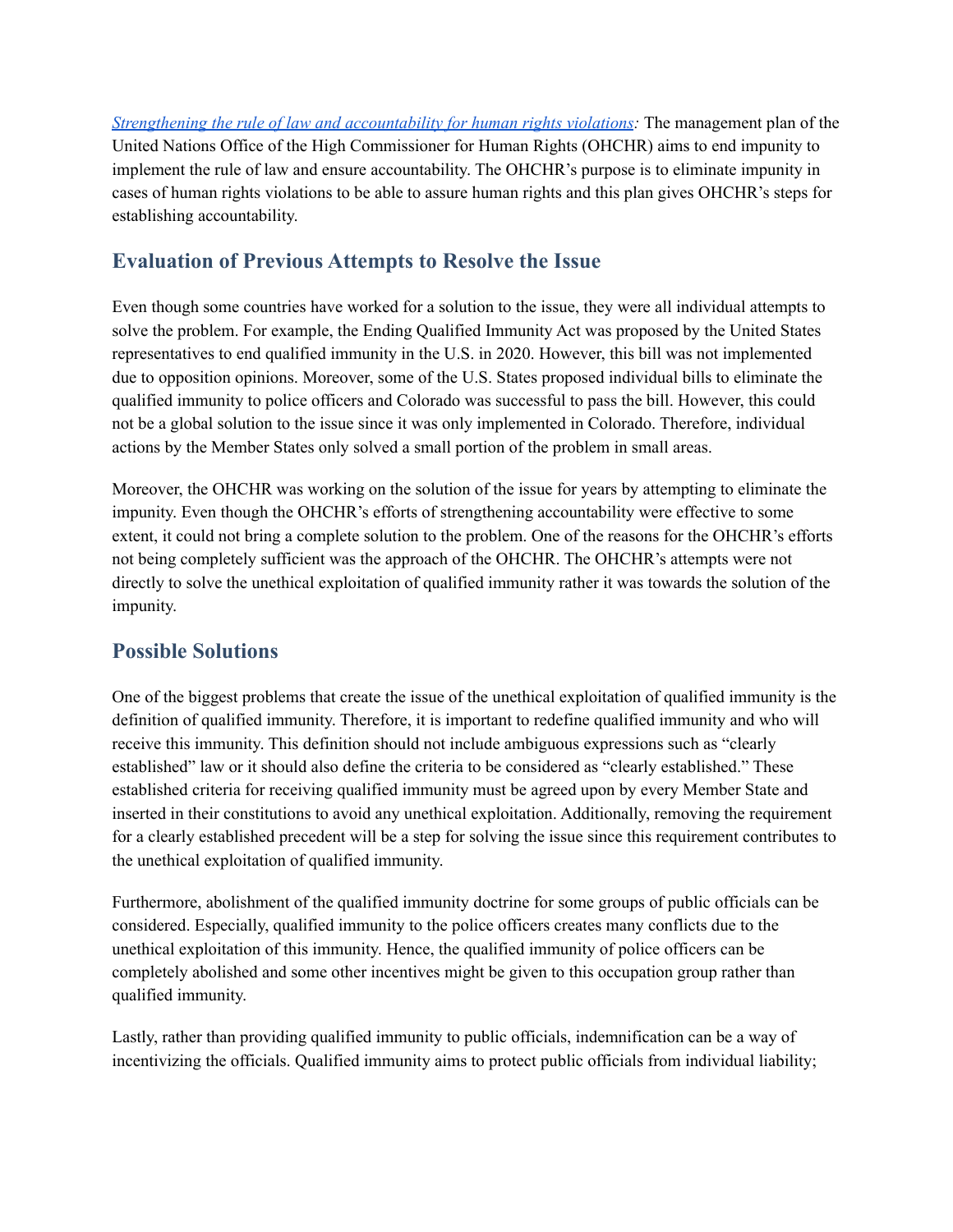[*Strengthening the rule of law and accountability for human rights violations*](): The management plan of the United Nations Office of the High Commissioner for Human Rights (OHCHR) aims to end impunity to implement the rule of law and ensure accountability. The OHCHR's purpose is to eliminate impunity in cases of human rights violations to be able to assure human rights and this plan gives OHCHR's steps for establishing accountability.

## Evaluation of Previous Attempts to Resolve the Issue

Even though some countries have worked for a solution to the issue, they were all individual attempts to solve the problem. For example, the Ending Qualified Immunity Act was proposed by the United States representatives to end qualified immunity in the U.S. in 2020. However, this bill was not implemented due to opposition opinions. Moreover, some of the U.S. States proposed individual bills to eliminate the qualified immunity to police officers and Colorado was successful to pass the bill. However, this could not be a global solution to the issue since it was only implemented in Colorado. Therefore, individual actions by the Member States only solved a small portion of the problem in small areas.

Moreover, the OHCHR was working on the solution of the issue for years by attempting to eliminate the impunity. Even though the OHCHR's efforts of strengthening accountability were effective to some extent, it could not bring a complete solution to the problem. One of the reasons for the OHCHR's efforts not being completely sufficient was the approach of the OHCHR. The OHCHR's attempts were not directly to solve the unethical exploitation of qualified immunity rather it was towards the solution of the impunity.

## Possible Solutions

One of the biggest problems that create the issue of the unethical exploitation of qualified immunity is the definition of qualified immunity. Therefore, it is important to redefine qualified immunity and who will receive this immunity. This definition should not include ambiguous expressions such as "clearly established" law or it should also define the criteria to be considered as "clearly established." These established criteria for receiving qualified immunity must be agreed upon by every Member State and inserted in their constitutions to avoid any unethical exploitation. Additionally, removing the requirement for a clearly established precedent will be a step for solving the issue since this requirement contributes to the unethical exploitation of qualified immunity.

Furthermore, abolishment of the qualified immunity doctrine for some groups of public officials can be considered. Especially, qualified immunity to the police officers creates many conflicts due to the unethical exploitation of this immunity. Hence, the qualified immunity of police officers can be completely abolished and some other incentives might be given to this occupation group rather than qualified immunity.

Lastly, rather than providing qualified immunity to public officials, indemnification can be a way of incentivizing the officials. Qualified immunity aims to protect public officials from individual liability;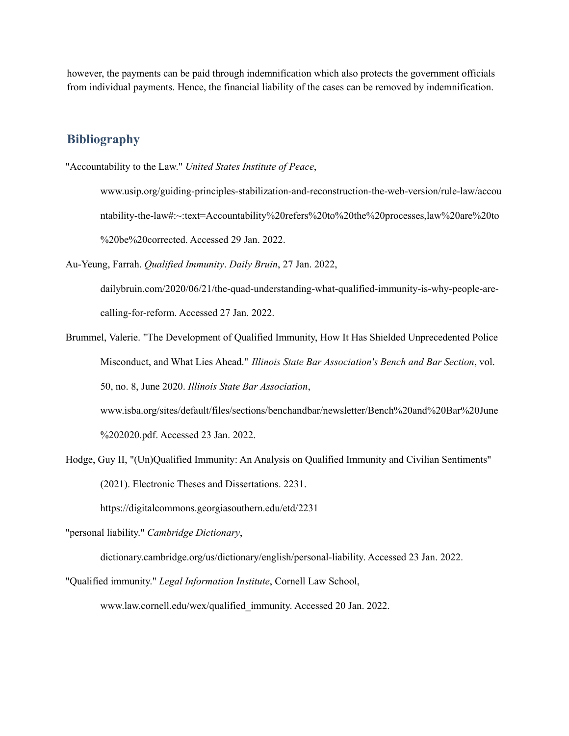however, the payments can be paid through indemnification which also protects the government officials from individual payments. Hence, the financial liability of the cases can be removed by indemnification.

## Bibliography

"Accountability to the Law." *United States Institute of Peace*, www.usip.org/guiding-principles-stabilization-and-reconstruction-the-web-version/rule-law/accountability-the-law#:~:text=Accountability%20refers%20to%20the%20processes,law%20are%20to%20be%20corrected. Accessed 29 Jan. 2022.

Au-Yeung, Farrah. *Qualified Immunity*. *Daily Bruin*, 27 Jan. 2022, dailybruin.com/2020/06/21/the-quad-understanding-what-qualified-immunity-is-why-people-are-calling-for-reform. Accessed 27 Jan. 2022.

Brummel, Valerie. "The Development of Qualified Immunity, How It Has Shielded Unprecedented Police Misconduct, and What Lies Ahead." *Illinois State Bar Association's Bench and Bar Section*, vol. 50, no. 8, June 2020. *Illinois State Bar Association*, www.isba.org/sites/default/files/sections/benchandbar/newsletter/Bench%20and%20Bar%20June%202020.pdf. Accessed 23 Jan. 2022.

Hodge, Guy II, "(Un)Qualified Immunity: An Analysis on Qualified Immunity and Civilian Sentiments" (2021). Electronic Theses and Dissertations. 2231. https://digitalcommons.georgiasouthern.edu/etd/2231

"personal liability." *Cambridge Dictionary*, dictionary.cambridge.org/us/dictionary/english/personal-liability. Accessed 23 Jan. 2022.

"Qualified immunity." *Legal Information Institute*, Cornell Law School, www.law.cornell.edu/wex/qualified_immunity. Accessed 20 Jan. 2022.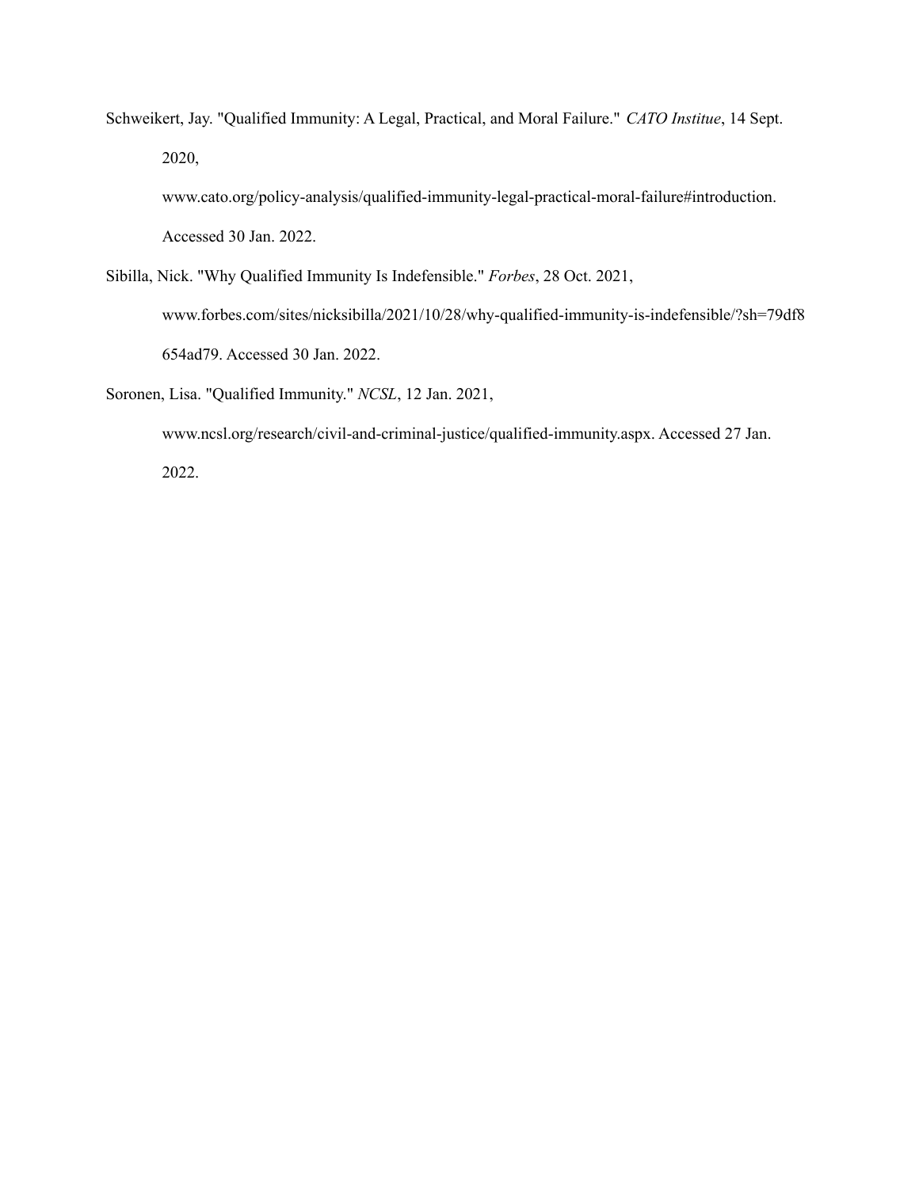Schweikert, Jay. "Qualified Immunity: A Legal, Practical, and Moral Failure." *CATO Institue*, 14 Sept. 2020, www.cato.org/policy-analysis/qualified-immunity-legal-practical-moral-failure#introduction. Accessed 30 Jan. 2022.

Sibilla, Nick. "Why Qualified Immunity Is Indefensible." *Forbes*, 28 Oct. 2021, www.forbes.com/sites/nicksibilla/2021/10/28/why-qualified-immunity-is-indefensible/?sh=79df8654ad79. Accessed 30 Jan. 2022.

Soronen, Lisa. "Qualified Immunity." *NCSL*, 12 Jan. 2021, www.ncsl.org/research/civil-and-criminal-justice/qualified-immunity.aspx. Accessed 27 Jan. 2022.